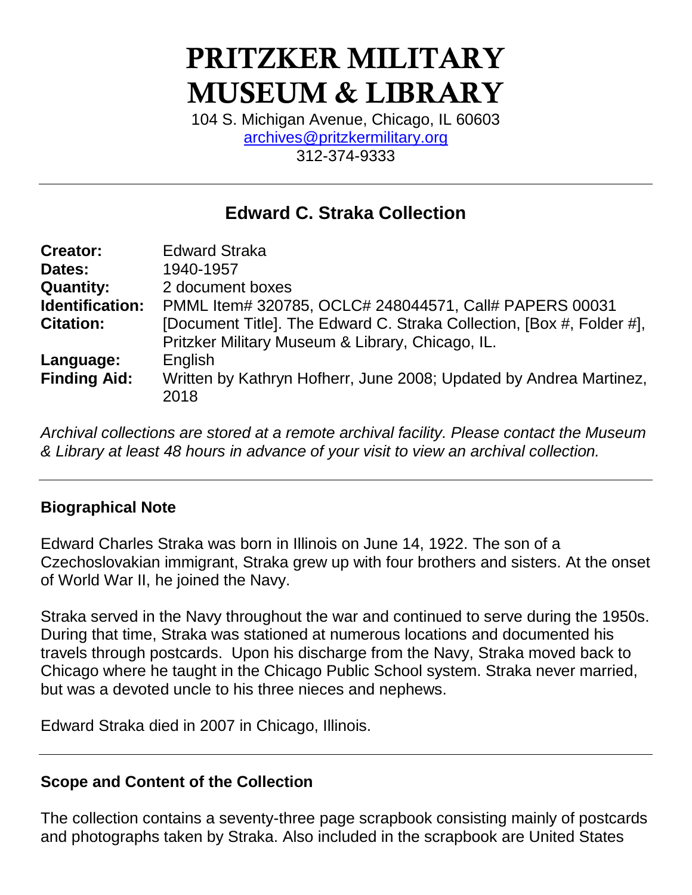# PRITZKER MILITARY MUSEUM & LIBRARY

104 S. Michigan Avenue, Chicago, IL 60603
archives@pritzkermilitary.org
312-374-9333

---

## Edward C. Straka Collection

| | |
|---|---|
| **Creator:** | Edward Straka |
| **Dates:** | 1940-1957 |
| **Quantity:** | 2 document boxes |
| **Identification:** | PMML Item# 320785, OCLC# 248044571, Call# PAPERS 00031 |
| **Citation:** | [Document Title]. The Edward C. Straka Collection, [Box #, Folder #], Pritzker Military Museum & Library, Chicago, IL. |
| **Language:** | English |
| **Finding Aid:** | Written by Kathryn Hofherr, June 2008; Updated by Andrea Martinez, 2018 |

*Archival collections are stored at a remote archival facility. Please contact the Museum & Library at least 48 hours in advance of your visit to view an archival collection.*

---

### Biographical Note

Edward Charles Straka was born in Illinois on June 14, 1922. The son of a Czechoslovakian immigrant, Straka grew up with four brothers and sisters. At the onset of World War II, he joined the Navy.

Straka served in the Navy throughout the war and continued to serve during the 1950s. During that time, Straka was stationed at numerous locations and documented his travels through postcards. Upon his discharge from the Navy, Straka moved back to Chicago where he taught in the Chicago Public School system. Straka never married, but was a devoted uncle to his three nieces and nephews.

Edward Straka died in 2007 in Chicago, Illinois.

---

### Scope and Content of the Collection

The collection contains a seventy-three page scrapbook consisting mainly of postcards and photographs taken by Straka. Also included in the scrapbook are United States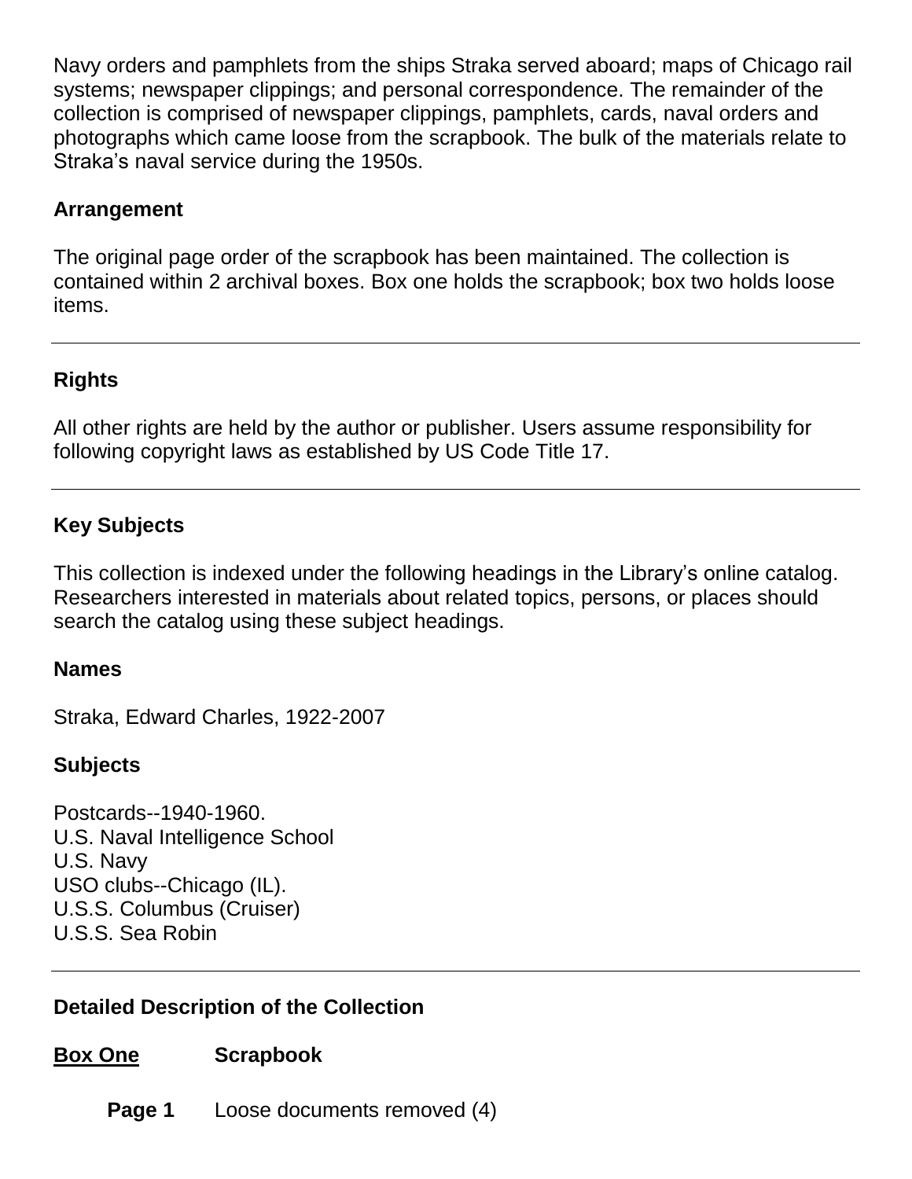Navy orders and pamphlets from the ships Straka served aboard; maps of Chicago rail systems; newspaper clippings; and personal correspondence. The remainder of the collection is comprised of newspaper clippings, pamphlets, cards, naval orders and photographs which came loose from the scrapbook. The bulk of the materials relate to Straka's naval service during the 1950s.

### Arrangement

The original page order of the scrapbook has been maintained. The collection is contained within 2 archival boxes. Box one holds the scrapbook; box two holds loose items.

---

### Rights

All other rights are held by the author or publisher. Users assume responsibility for following copyright laws as established by US Code Title 17.

---

### Key Subjects

This collection is indexed under the following headings in the Library's online catalog. Researchers interested in materials about related topics, persons, or places should search the catalog using these subject headings.

#### Names

Straka, Edward Charles, 1922-2007

#### Subjects

Postcards--1940-1960.
U.S. Naval Intelligence School
U.S. Navy
USO clubs--Chicago (IL).
U.S.S. Columbus (Cruiser)
U.S.S. Sea Robin

---

### Detailed Description of the Collection

**Box One** **Scrapbook**

**Page 1** Loose documents removed (4)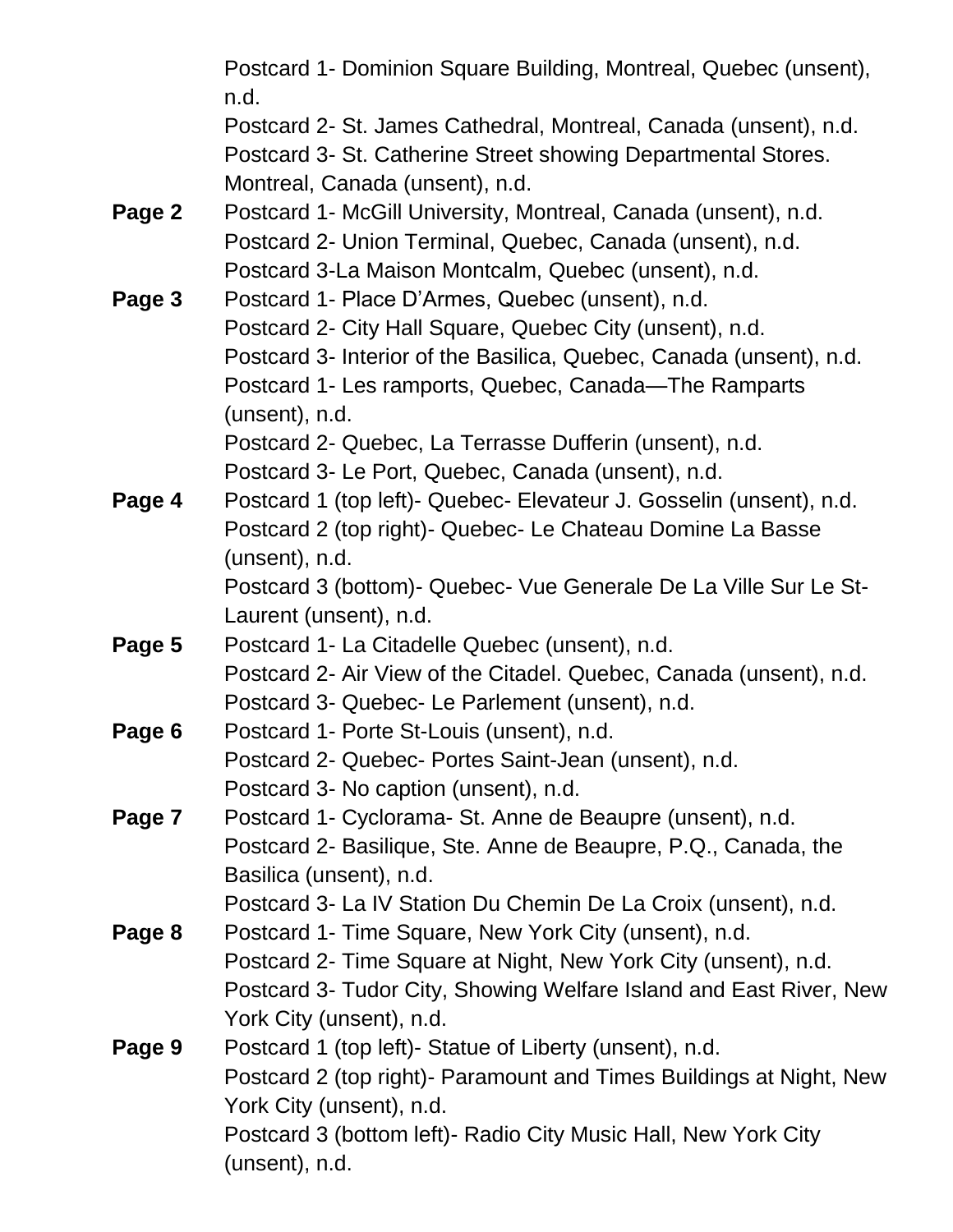Postcard 1- Dominion Square Building, Montreal, Quebec (unsent), n.d.
Postcard 2- St. James Cathedral, Montreal, Canada (unsent), n.d.
Postcard 3- St. Catherine Street showing Departmental Stores. Montreal, Canada (unsent), n.d.

**Page 2** Postcard 1- McGill University, Montreal, Canada (unsent), n.d.
Postcard 2- Union Terminal, Quebec, Canada (unsent), n.d.
Postcard 3-La Maison Montcalm, Quebec (unsent), n.d.

**Page 3** Postcard 1- Place D'Armes, Quebec (unsent), n.d.
Postcard 2- City Hall Square, Quebec City (unsent), n.d.
Postcard 3- Interior of the Basilica, Quebec, Canada (unsent), n.d.
Postcard 1- Les ramports, Quebec, Canada—The Ramparts (unsent), n.d.
Postcard 2- Quebec, La Terrasse Dufferin (unsent), n.d.
Postcard 3- Le Port, Quebec, Canada (unsent), n.d.

**Page 4** Postcard 1 (top left)- Quebec- Elevateur J. Gosselin (unsent), n.d.
Postcard 2 (top right)- Quebec- Le Chateau Domine La Basse (unsent), n.d.
Postcard 3 (bottom)- Quebec- Vue Generale De La Ville Sur Le St-Laurent (unsent), n.d.

**Page 5** Postcard 1- La Citadelle Quebec (unsent), n.d.
Postcard 2- Air View of the Citadel. Quebec, Canada (unsent), n.d.
Postcard 3- Quebec- Le Parlement (unsent), n.d.

**Page 6** Postcard 1- Porte St-Louis (unsent), n.d.
Postcard 2- Quebec- Portes Saint-Jean (unsent), n.d.
Postcard 3- No caption (unsent), n.d.

**Page 7** Postcard 1- Cyclorama- St. Anne de Beaupre (unsent), n.d.
Postcard 2- Basilique, Ste. Anne de Beaupre, P.Q., Canada, the Basilica (unsent), n.d.
Postcard 3- La IV Station Du Chemin De La Croix (unsent), n.d.

**Page 8** Postcard 1- Time Square, New York City (unsent), n.d.
Postcard 2- Time Square at Night, New York City (unsent), n.d.
Postcard 3- Tudor City, Showing Welfare Island and East River, New York City (unsent), n.d.

**Page 9** Postcard 1 (top left)- Statue of Liberty (unsent), n.d.
Postcard 2 (top right)- Paramount and Times Buildings at Night, New York City (unsent), n.d.
Postcard 3 (bottom left)- Radio City Music Hall, New York City (unsent), n.d.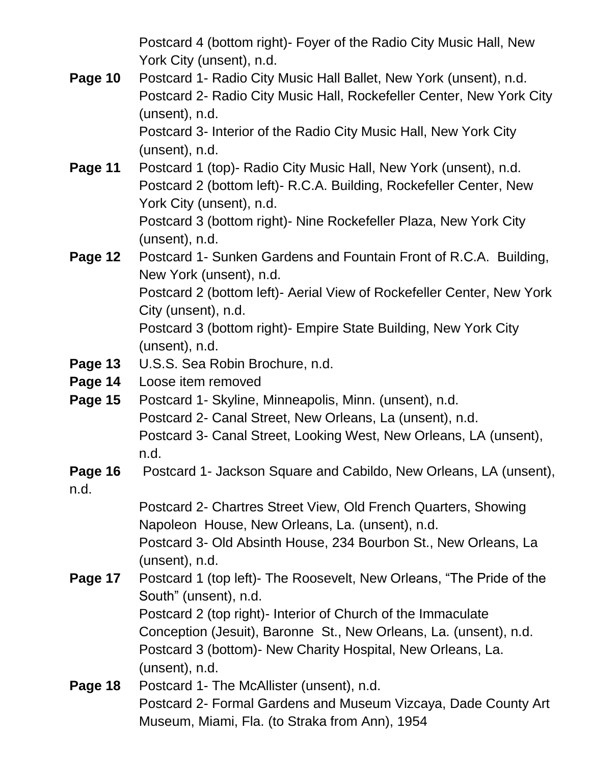Postcard 4 (bottom right)- Foyer of the Radio City Music Hall, New York City (unsent), n.d.

**Page 10** Postcard 1- Radio City Music Hall Ballet, New York (unsent), n.d.
Postcard 2- Radio City Music Hall, Rockefeller Center, New York City (unsent), n.d.
Postcard 3- Interior of the Radio City Music Hall, New York City (unsent), n.d.

**Page 11** Postcard 1 (top)- Radio City Music Hall, New York (unsent), n.d.
Postcard 2 (bottom left)- R.C.A. Building, Rockefeller Center, New York City (unsent), n.d.
Postcard 3 (bottom right)- Nine Rockefeller Plaza, New York City (unsent), n.d.

**Page 12** Postcard 1- Sunken Gardens and Fountain Front of R.C.A. Building, New York (unsent), n.d.
Postcard 2 (bottom left)- Aerial View of Rockefeller Center, New York City (unsent), n.d.
Postcard 3 (bottom right)- Empire State Building, New York City (unsent), n.d.

**Page 13** U.S.S. Sea Robin Brochure, n.d.

**Page 14** Loose item removed

**Page 15** Postcard 1- Skyline, Minneapolis, Minn. (unsent), n.d.
Postcard 2- Canal Street, New Orleans, La (unsent), n.d.
Postcard 3- Canal Street, Looking West, New Orleans, LA (unsent), n.d.

**Page 16** Postcard 1- Jackson Square and Cabildo, New Orleans, LA (unsent), n.d.
Postcard 2- Chartres Street View, Old French Quarters, Showing Napoleon House, New Orleans, La. (unsent), n.d.
Postcard 3- Old Absinth House, 234 Bourbon St., New Orleans, La (unsent), n.d.

**Page 17** Postcard 1 (top left)- The Roosevelt, New Orleans, "The Pride of the South" (unsent), n.d.
Postcard 2 (top right)- Interior of Church of the Immaculate Conception (Jesuit), Baronne St., New Orleans, La. (unsent), n.d.
Postcard 3 (bottom)- New Charity Hospital, New Orleans, La. (unsent), n.d.

**Page 18** Postcard 1- The McAllister (unsent), n.d.
Postcard 2- Formal Gardens and Museum Vizcaya, Dade County Art Museum, Miami, Fla. (to Straka from Ann), 1954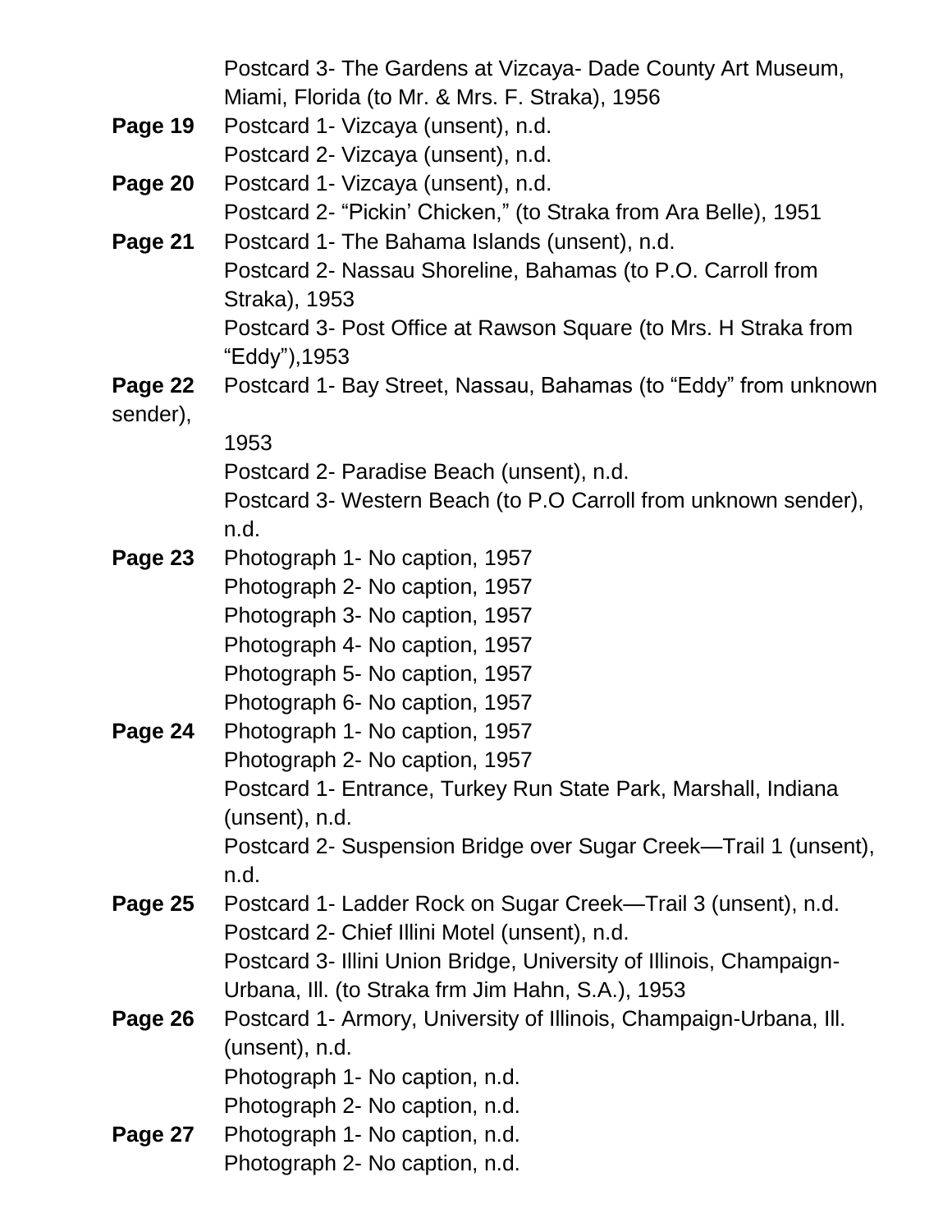Postcard 3- The Gardens at Vizcaya- Dade County Art Museum, Miami, Florida (to Mr. & Mrs. F. Straka), 1956

**Page 19** Postcard 1- Vizcaya (unsent), n.d.
Postcard 2- Vizcaya (unsent), n.d.

**Page 20** Postcard 1- Vizcaya (unsent), n.d.
Postcard 2- "Pickin' Chicken," (to Straka from Ara Belle), 1951

**Page 21** Postcard 1- The Bahama Islands (unsent), n.d.
Postcard 2- Nassau Shoreline, Bahamas (to P.O. Carroll from Straka), 1953
Postcard 3- Post Office at Rawson Square (to Mrs. H Straka from "Eddy"),1953

**Page 22** Postcard 1- Bay Street, Nassau, Bahamas (to "Eddy" from unknown sender), 1953
Postcard 2- Paradise Beach (unsent), n.d.
Postcard 3- Western Beach (to P.O Carroll from unknown sender), n.d.

**Page 23** Photograph 1- No caption, 1957
Photograph 2- No caption, 1957
Photograph 3- No caption, 1957
Photograph 4- No caption, 1957
Photograph 5- No caption, 1957
Photograph 6- No caption, 1957

**Page 24** Photograph 1- No caption, 1957
Photograph 2- No caption, 1957
Postcard 1- Entrance, Turkey Run State Park, Marshall, Indiana (unsent), n.d.
Postcard 2- Suspension Bridge over Sugar Creek—Trail 1 (unsent), n.d.

**Page 25** Postcard 1- Ladder Rock on Sugar Creek—Trail 3 (unsent), n.d.
Postcard 2- Chief Illini Motel (unsent), n.d.
Postcard 3- Illini Union Bridge, University of Illinois, Champaign-Urbana, Ill. (to Straka frm Jim Hahn, S.A.), 1953

**Page 26** Postcard 1- Armory, University of Illinois, Champaign-Urbana, Ill. (unsent), n.d.
Photograph 1- No caption, n.d.
Photograph 2- No caption, n.d.

**Page 27** Photograph 1- No caption, n.d.
Photograph 2- No caption, n.d.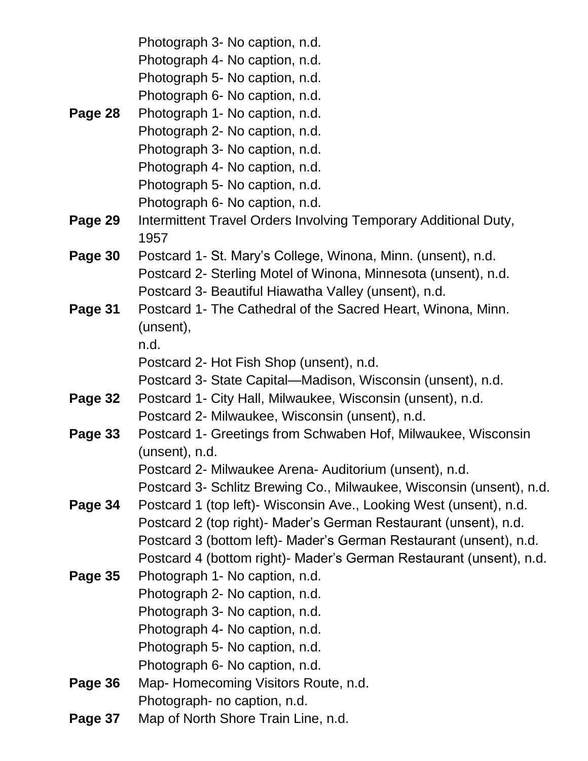Photograph 3- No caption, n.d.
Photograph 4- No caption, n.d.
Photograph 5- No caption, n.d.
Photograph 6- No caption, n.d.

**Page 28** Photograph 1- No caption, n.d.
Photograph 2- No caption, n.d.
Photograph 3- No caption, n.d.
Photograph 4- No caption, n.d.
Photograph 5- No caption, n.d.
Photograph 6- No caption, n.d.

**Page 29** Intermittent Travel Orders Involving Temporary Additional Duty, 1957

**Page 30** Postcard 1- St. Mary's College, Winona, Minn. (unsent), n.d.
Postcard 2- Sterling Motel of Winona, Minnesota (unsent), n.d.
Postcard 3- Beautiful Hiawatha Valley (unsent), n.d.

**Page 31** Postcard 1- The Cathedral of the Sacred Heart, Winona, Minn. (unsent),
n.d.
Postcard 2- Hot Fish Shop (unsent), n.d.
Postcard 3- State Capital—Madison, Wisconsin (unsent), n.d.

**Page 32** Postcard 1- City Hall, Milwaukee, Wisconsin (unsent), n.d.
Postcard 2- Milwaukee, Wisconsin (unsent), n.d.

**Page 33** Postcard 1- Greetings from Schwaben Hof, Milwaukee, Wisconsin (unsent), n.d.
Postcard 2- Milwaukee Arena- Auditorium (unsent), n.d.
Postcard 3- Schlitz Brewing Co., Milwaukee, Wisconsin (unsent), n.d.

**Page 34** Postcard 1 (top left)- Wisconsin Ave., Looking West (unsent), n.d.
Postcard 2 (top right)- Mader's German Restaurant (unsent), n.d.
Postcard 3 (bottom left)- Mader's German Restaurant (unsent), n.d.
Postcard 4 (bottom right)- Mader's German Restaurant (unsent), n.d.

**Page 35** Photograph 1- No caption, n.d.
Photograph 2- No caption, n.d.
Photograph 3- No caption, n.d.
Photograph 4- No caption, n.d.
Photograph 5- No caption, n.d.
Photograph 6- No caption, n.d.

**Page 36** Map- Homecoming Visitors Route, n.d.
Photograph- no caption, n.d.

**Page 37** Map of North Shore Train Line, n.d.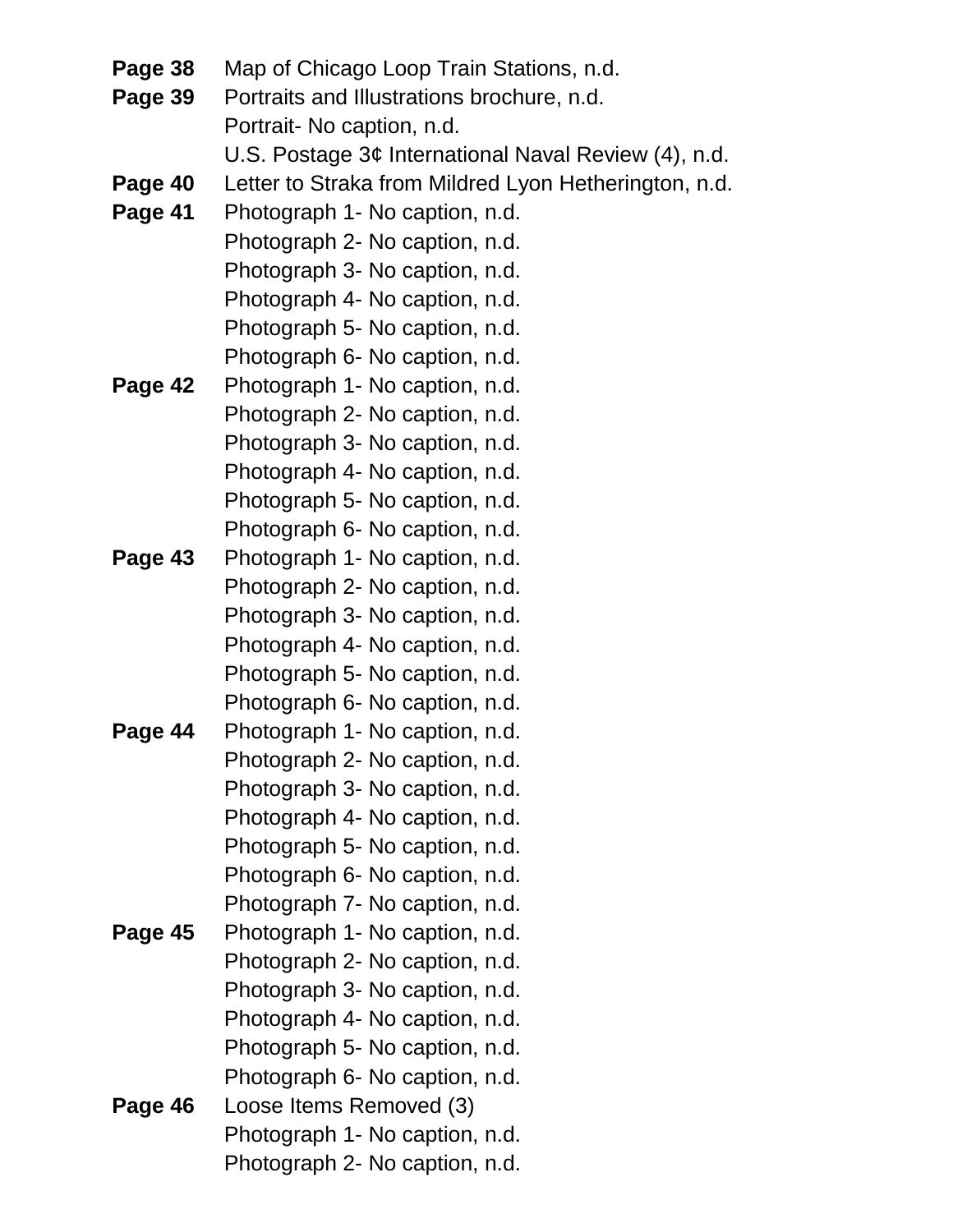**Page 38** Map of Chicago Loop Train Stations, n.d.

**Page 39** Portraits and Illustrations brochure, n.d.
Portrait- No caption, n.d.
U.S. Postage 3¢ International Naval Review (4), n.d.

**Page 40** Letter to Straka from Mildred Lyon Hetherington, n.d.

**Page 41** Photograph 1- No caption, n.d.
Photograph 2- No caption, n.d.
Photograph 3- No caption, n.d.
Photograph 4- No caption, n.d.
Photograph 5- No caption, n.d.
Photograph 6- No caption, n.d.

**Page 42** Photograph 1- No caption, n.d.
Photograph 2- No caption, n.d.
Photograph 3- No caption, n.d.
Photograph 4- No caption, n.d.
Photograph 5- No caption, n.d.
Photograph 6- No caption, n.d.

**Page 43** Photograph 1- No caption, n.d.
Photograph 2- No caption, n.d.
Photograph 3- No caption, n.d.
Photograph 4- No caption, n.d.
Photograph 5- No caption, n.d.
Photograph 6- No caption, n.d.

**Page 44** Photograph 1- No caption, n.d.
Photograph 2- No caption, n.d.
Photograph 3- No caption, n.d.
Photograph 4- No caption, n.d.
Photograph 5- No caption, n.d.
Photograph 6- No caption, n.d.
Photograph 7- No caption, n.d.

**Page 45** Photograph 1- No caption, n.d.
Photograph 2- No caption, n.d.
Photograph 3- No caption, n.d.
Photograph 4- No caption, n.d.
Photograph 5- No caption, n.d.
Photograph 6- No caption, n.d.

**Page 46** Loose Items Removed (3)
Photograph 1- No caption, n.d.
Photograph 2- No caption, n.d.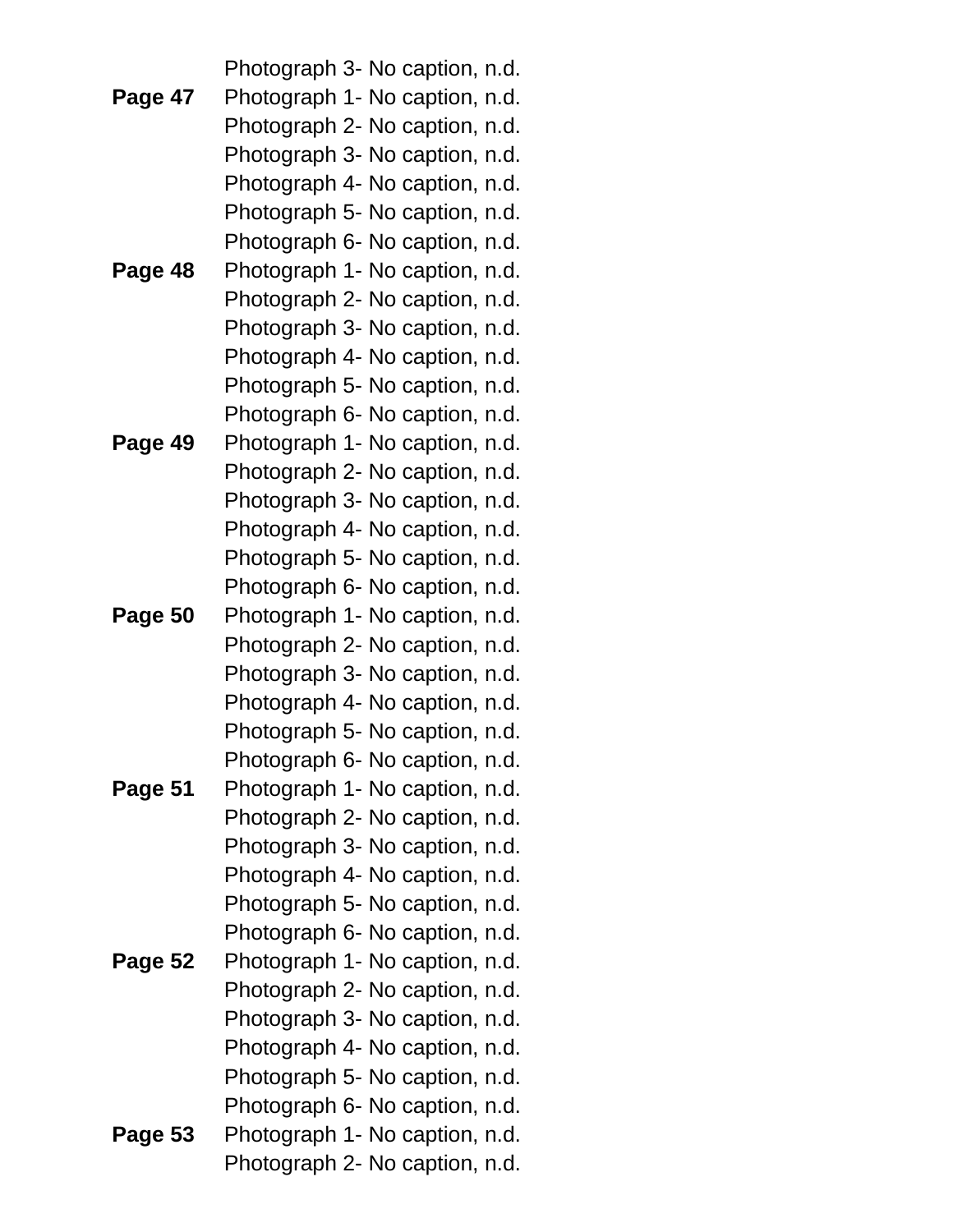| | |
|---|---|
| | Photograph 3- No caption, n.d. |
| **Page 47** | Photograph 1- No caption, n.d. |
| | Photograph 2- No caption, n.d. |
| | Photograph 3- No caption, n.d. |
| | Photograph 4- No caption, n.d. |
| | Photograph 5- No caption, n.d. |
| | Photograph 6- No caption, n.d. |
| **Page 48** | Photograph 1- No caption, n.d. |
| | Photograph 2- No caption, n.d. |
| | Photograph 3- No caption, n.d. |
| | Photograph 4- No caption, n.d. |
| | Photograph 5- No caption, n.d. |
| | Photograph 6- No caption, n.d. |
| **Page 49** | Photograph 1- No caption, n.d. |
| | Photograph 2- No caption, n.d. |
| | Photograph 3- No caption, n.d. |
| | Photograph 4- No caption, n.d. |
| | Photograph 5- No caption, n.d. |
| | Photograph 6- No caption, n.d. |
| **Page 50** | Photograph 1- No caption, n.d. |
| | Photograph 2- No caption, n.d. |
| | Photograph 3- No caption, n.d. |
| | Photograph 4- No caption, n.d. |
| | Photograph 5- No caption, n.d. |
| | Photograph 6- No caption, n.d. |
| **Page 51** | Photograph 1- No caption, n.d. |
| | Photograph 2- No caption, n.d. |
| | Photograph 3- No caption, n.d. |
| | Photograph 4- No caption, n.d. |
| | Photograph 5- No caption, n.d. |
| | Photograph 6- No caption, n.d. |
| **Page 52** | Photograph 1- No caption, n.d. |
| | Photograph 2- No caption, n.d. |
| | Photograph 3- No caption, n.d. |
| | Photograph 4- No caption, n.d. |
| | Photograph 5- No caption, n.d. |
| | Photograph 6- No caption, n.d. |
| **Page 53** | Photograph 1- No caption, n.d. |
| | Photograph 2- No caption, n.d. |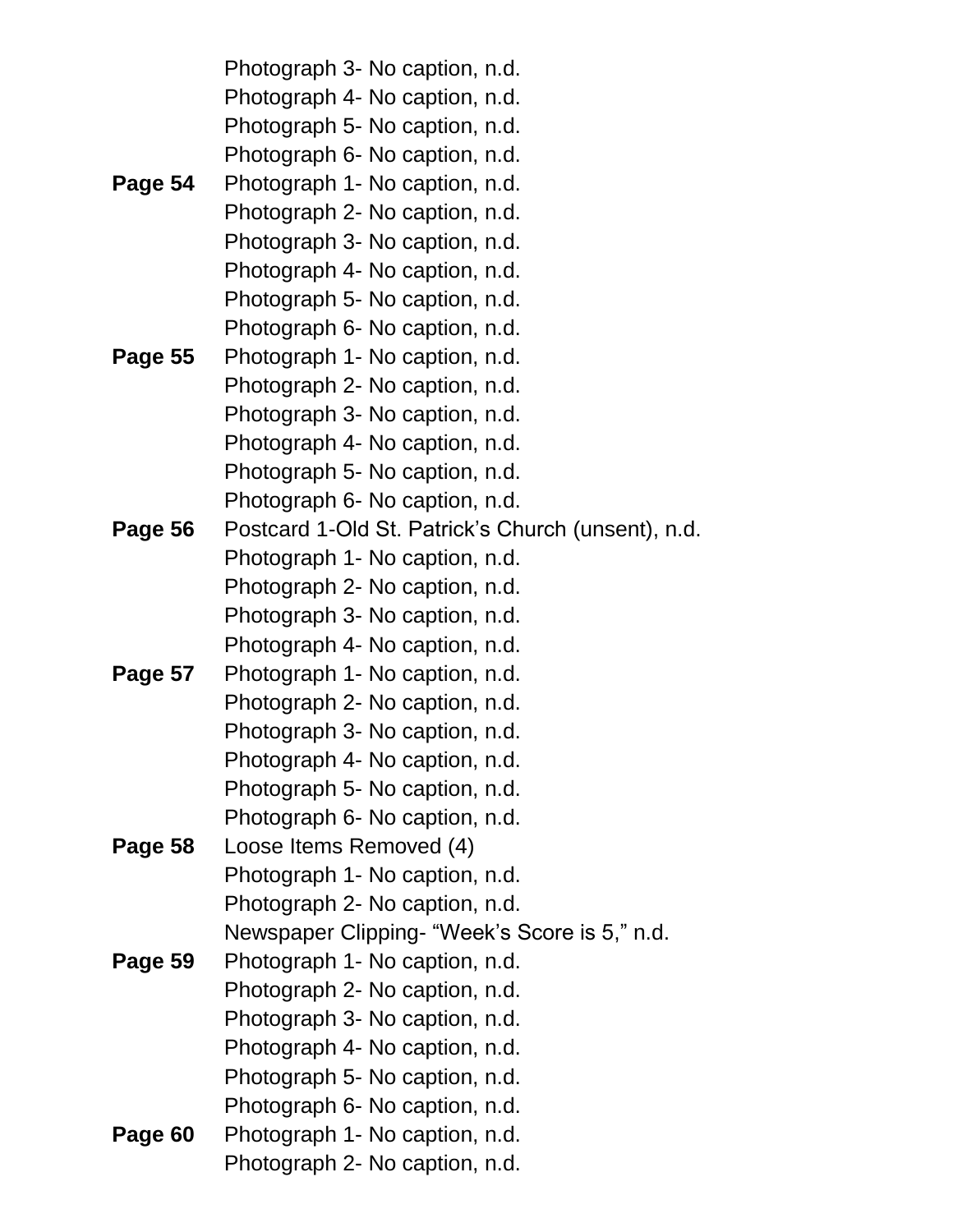Photograph 3- No caption, n.d.
Photograph 4- No caption, n.d.
Photograph 5- No caption, n.d.
Photograph 6- No caption, n.d.

**Page 54** Photograph 1- No caption, n.d.
Photograph 2- No caption, n.d.
Photograph 3- No caption, n.d.
Photograph 4- No caption, n.d.
Photograph 5- No caption, n.d.
Photograph 6- No caption, n.d.

**Page 55** Photograph 1- No caption, n.d.
Photograph 2- No caption, n.d.
Photograph 3- No caption, n.d.
Photograph 4- No caption, n.d.
Photograph 5- No caption, n.d.
Photograph 6- No caption, n.d.

**Page 56** Postcard 1-Old St. Patrick's Church (unsent), n.d.
Photograph 1- No caption, n.d.
Photograph 2- No caption, n.d.
Photograph 3- No caption, n.d.
Photograph 4- No caption, n.d.

**Page 57** Photograph 1- No caption, n.d.
Photograph 2- No caption, n.d.
Photograph 3- No caption, n.d.
Photograph 4- No caption, n.d.
Photograph 5- No caption, n.d.
Photograph 6- No caption, n.d.

**Page 58** Loose Items Removed (4)
Photograph 1- No caption, n.d.
Photograph 2- No caption, n.d.
Newspaper Clipping- "Week's Score is 5," n.d.

**Page 59** Photograph 1- No caption, n.d.
Photograph 2- No caption, n.d.
Photograph 3- No caption, n.d.
Photograph 4- No caption, n.d.
Photograph 5- No caption, n.d.
Photograph 6- No caption, n.d.

**Page 60** Photograph 1- No caption, n.d.
Photograph 2- No caption, n.d.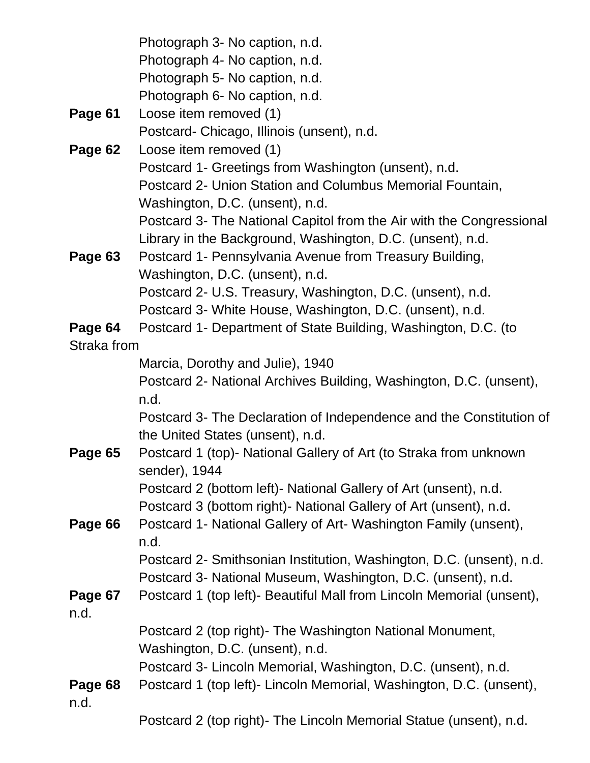Photograph 3- No caption, n.d.
Photograph 4- No caption, n.d.
Photograph 5- No caption, n.d.
Photograph 6- No caption, n.d.

**Page 61** Loose item removed (1)
Postcard- Chicago, Illinois (unsent), n.d.

**Page 62** Loose item removed (1)
Postcard 1- Greetings from Washington (unsent), n.d.
Postcard 2- Union Station and Columbus Memorial Fountain, Washington, D.C. (unsent), n.d.
Postcard 3- The National Capitol from the Air with the Congressional Library in the Background, Washington, D.C. (unsent), n.d.

**Page 63** Postcard 1- Pennsylvania Avenue from Treasury Building, Washington, D.C. (unsent), n.d.
Postcard 2- U.S. Treasury, Washington, D.C. (unsent), n.d.
Postcard 3- White House, Washington, D.C. (unsent), n.d.

**Page 64** Postcard 1- Department of State Building, Washington, D.C. (to Straka from Marcia, Dorothy and Julie), 1940
Postcard 2- National Archives Building, Washington, D.C. (unsent), n.d.
Postcard 3- The Declaration of Independence and the Constitution of the United States (unsent), n.d.

**Page 65** Postcard 1 (top)- National Gallery of Art (to Straka from unknown sender), 1944
Postcard 2 (bottom left)- National Gallery of Art (unsent), n.d.
Postcard 3 (bottom right)- National Gallery of Art (unsent), n.d.

**Page 66** Postcard 1- National Gallery of Art- Washington Family (unsent), n.d.
Postcard 2- Smithsonian Institution, Washington, D.C. (unsent), n.d.
Postcard 3- National Museum, Washington, D.C. (unsent), n.d.

**Page 67** Postcard 1 (top left)- Beautiful Mall from Lincoln Memorial (unsent), n.d.
Postcard 2 (top right)- The Washington National Monument, Washington, D.C. (unsent), n.d.
Postcard 3- Lincoln Memorial, Washington, D.C. (unsent), n.d.

**Page 68** Postcard 1 (top left)- Lincoln Memorial, Washington, D.C. (unsent), n.d.
Postcard 2 (top right)- The Lincoln Memorial Statue (unsent), n.d.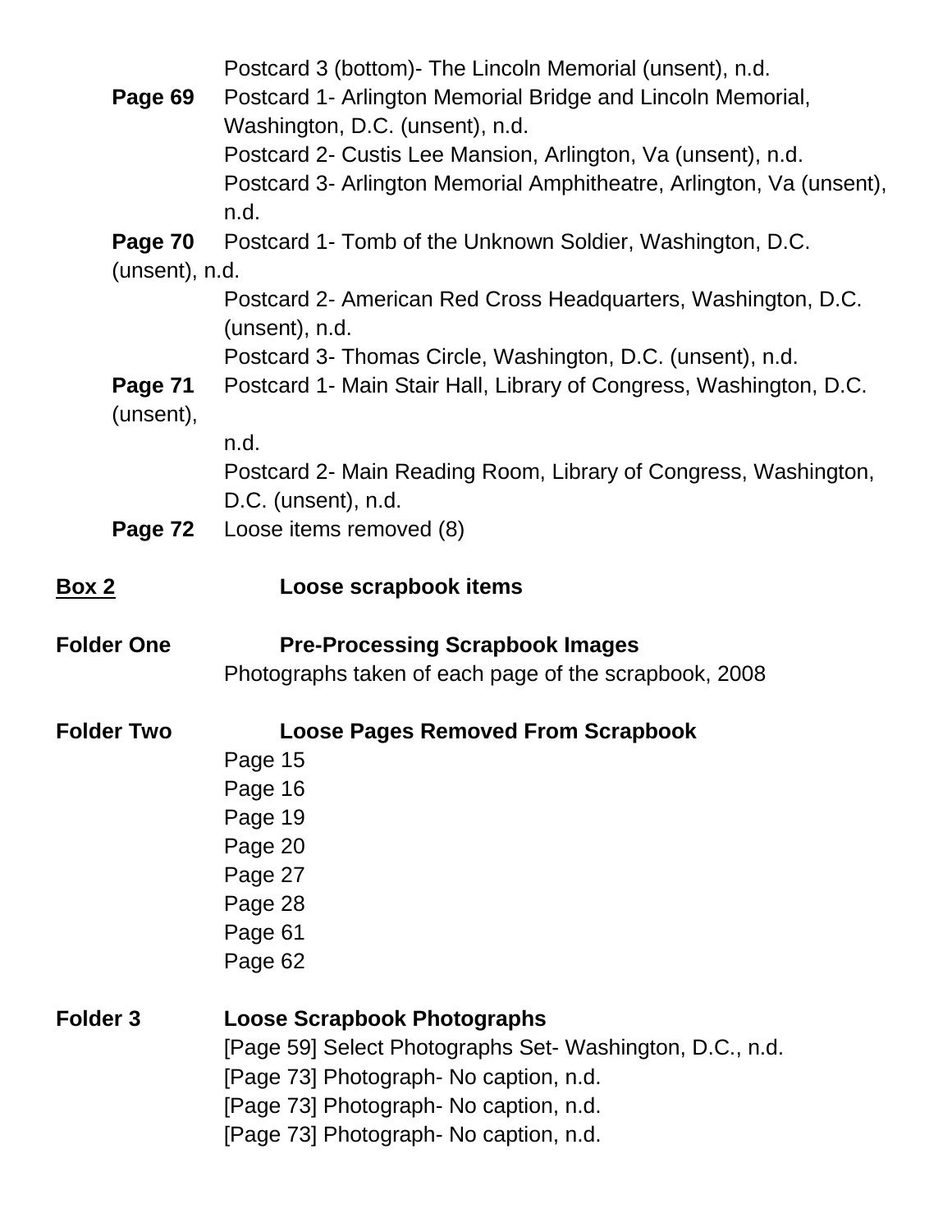Postcard 3 (bottom)- The Lincoln Memorial (unsent), n.d.

**Page 69** Postcard 1- Arlington Memorial Bridge and Lincoln Memorial, Washington, D.C. (unsent), n.d.
Postcard 2- Custis Lee Mansion, Arlington, Va (unsent), n.d.
Postcard 3- Arlington Memorial Amphitheatre, Arlington, Va (unsent), n.d.

**Page 70** Postcard 1- Tomb of the Unknown Soldier, Washington, D.C. (unsent), n.d.
Postcard 2- American Red Cross Headquarters, Washington, D.C. (unsent), n.d.
Postcard 3- Thomas Circle, Washington, D.C. (unsent), n.d.

**Page 71** Postcard 1- Main Stair Hall, Library of Congress, Washington, D.C. (unsent), n.d.
Postcard 2- Main Reading Room, Library of Congress, Washington, D.C. (unsent), n.d.

**Page 72** Loose items removed (8)

**<u>Box 2</u>** **Loose scrapbook items**

**Folder One** **Pre-Processing Scrapbook Images**

Photographs taken of each page of the scrapbook, 2008

**Folder Two** **Loose Pages Removed From Scrapbook**

Page 15
Page 16
Page 19
Page 20
Page 27
Page 28
Page 61
Page 62

**Folder 3** **Loose Scrapbook Photographs**

[Page 59] Select Photographs Set- Washington, D.C., n.d.
[Page 73] Photograph- No caption, n.d.
[Page 73] Photograph- No caption, n.d.
[Page 73] Photograph- No caption, n.d.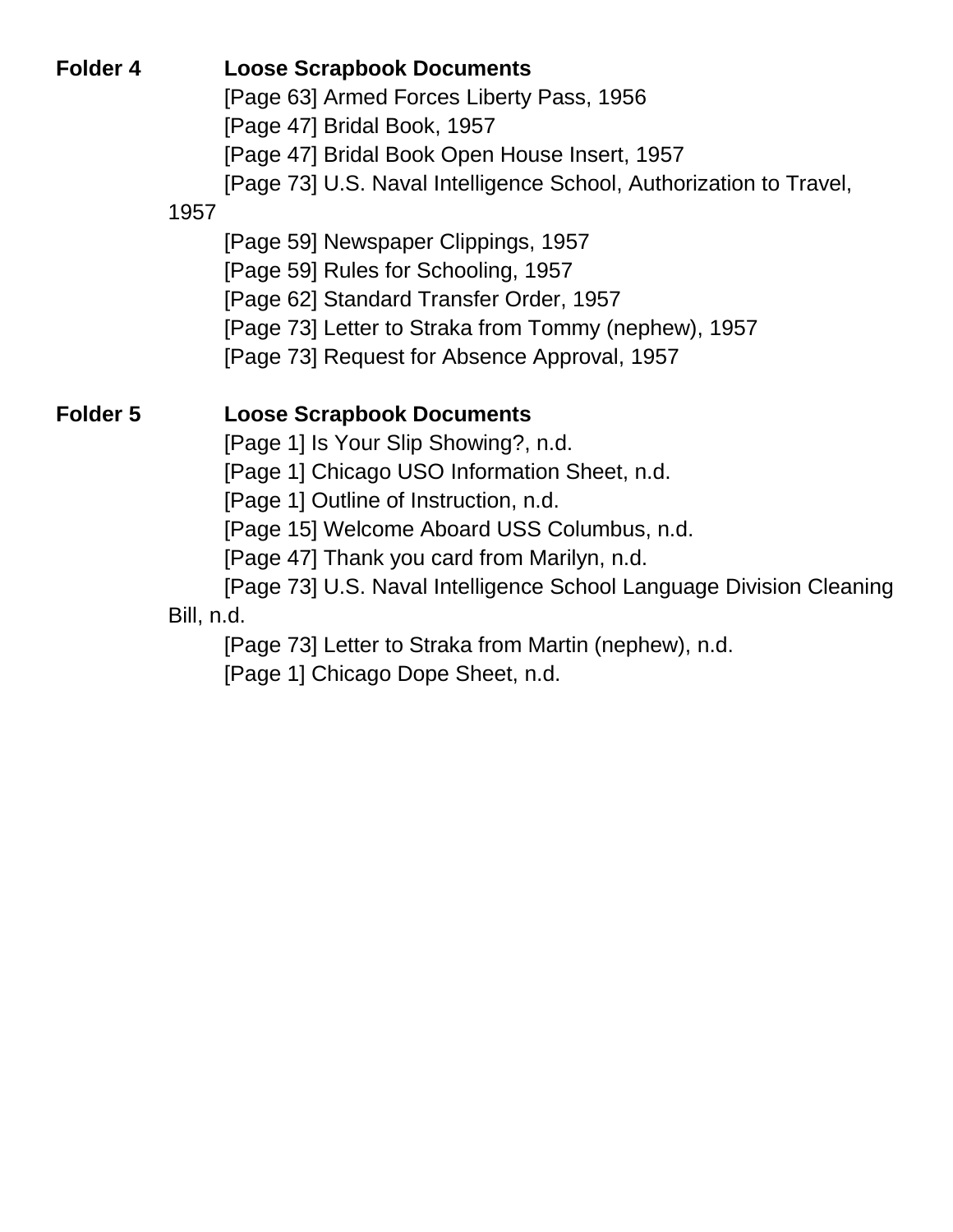**Folder 4** **Loose Scrapbook Documents**

[Page 63] Armed Forces Liberty Pass, 1956
[Page 47] Bridal Book, 1957
[Page 47] Bridal Book Open House Insert, 1957
[Page 73] U.S. Naval Intelligence School, Authorization to Travel, 1957
[Page 59] Newspaper Clippings, 1957
[Page 59] Rules for Schooling, 1957
[Page 62] Standard Transfer Order, 1957
[Page 73] Letter to Straka from Tommy (nephew), 1957
[Page 73] Request for Absence Approval, 1957

**Folder 5** **Loose Scrapbook Documents**

[Page 1] Is Your Slip Showing?, n.d.
[Page 1] Chicago USO Information Sheet, n.d.
[Page 1] Outline of Instruction, n.d.
[Page 15] Welcome Aboard USS Columbus, n.d.
[Page 47] Thank you card from Marilyn, n.d.
[Page 73] U.S. Naval Intelligence School Language Division Cleaning Bill, n.d.
[Page 73] Letter to Straka from Martin (nephew), n.d.
[Page 1] Chicago Dope Sheet, n.d.